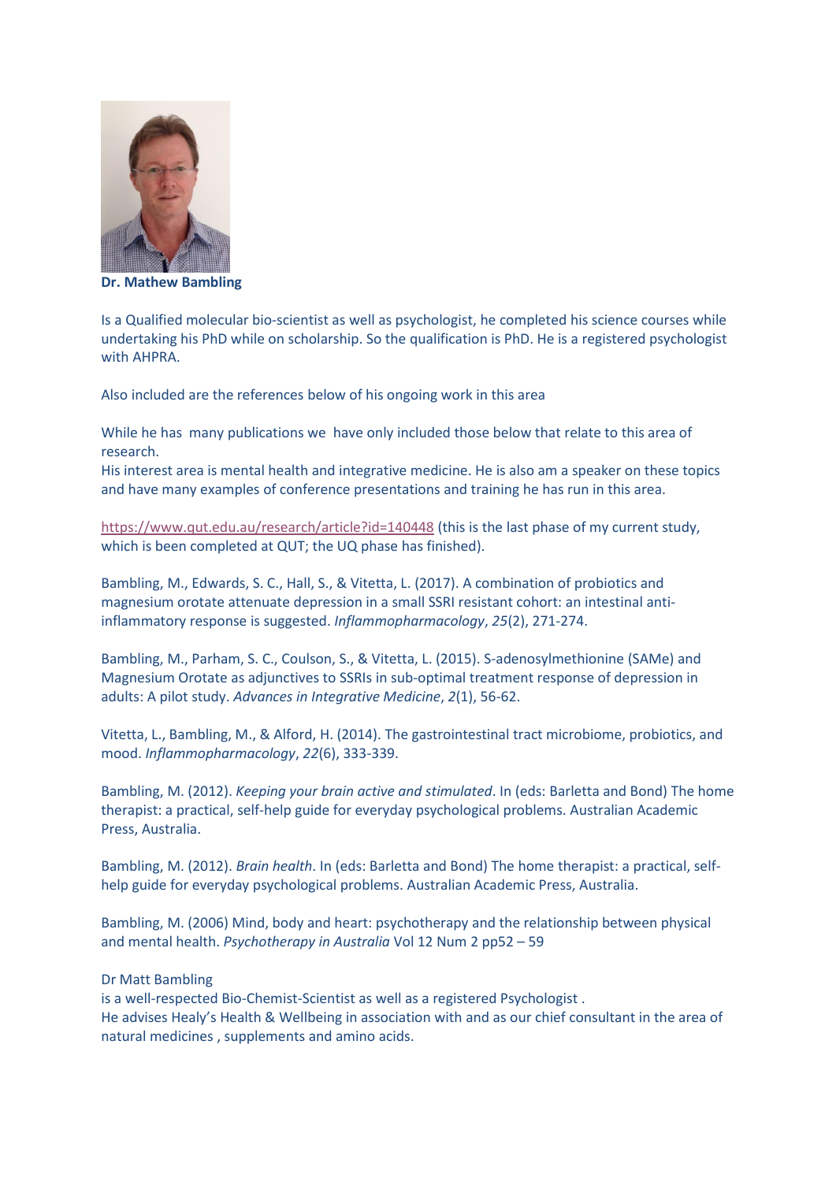**Dr. Mathew Bambling**

Is a Qualified molecular bio-scientist as well as psychologist, he completed his science courses while undertaking his PhD while on scholarship. So the qualification is PhD. He is a registered psychologist with AHPRA.

Also included are the references below of his ongoing work in this area

While he has many publications we have only included those below that relate to this area of research.
His interest area is mental health and integrative medicine. He is also am a speaker on these topics and have many examples of conference presentations and training he has run in this area.

https://www.qut.edu.au/research/article?id=140448 (this is the last phase of my current study, which is been completed at QUT; the UQ phase has finished).

Bambling, M., Edwards, S. C., Hall, S., & Vitetta, L. (2017). A combination of probiotics and magnesium orotate attenuate depression in a small SSRI resistant cohort: an intestinal anti-inflammatory response is suggested. *Inflammopharmacology*, *25*(2), 271-274.

Bambling, M., Parham, S. C., Coulson, S., & Vitetta, L. (2015). S-adenosylmethionine (SAMe) and Magnesium Orotate as adjunctives to SSRIs in sub-optimal treatment response of depression in adults: A pilot study. *Advances in Integrative Medicine*, *2*(1), 56-62.

Vitetta, L., Bambling, M., & Alford, H. (2014). The gastrointestinal tract microbiome, probiotics, and mood. *Inflammopharmacology*, *22*(6), 333-339.

Bambling, M. (2012). *Keeping your brain active and stimulated*. In (eds: Barletta and Bond) The home therapist: a practical, self-help guide for everyday psychological problems. Australian Academic Press, Australia.

Bambling, M. (2012). *Brain health*. In (eds: Barletta and Bond) The home therapist: a practical, self-help guide for everyday psychological problems. Australian Academic Press, Australia.

Bambling, M. (2006) Mind, body and heart: psychotherapy and the relationship between physical and mental health. *Psychotherapy in Australia* Vol 12 Num 2 pp52 – 59

Dr Matt Bambling
is a well-respected Bio-Chemist-Scientist as well as a registered Psychologist .
He advises Healy's Health & Wellbeing in association with and as our chief consultant in the area of natural medicines , supplements and amino acids.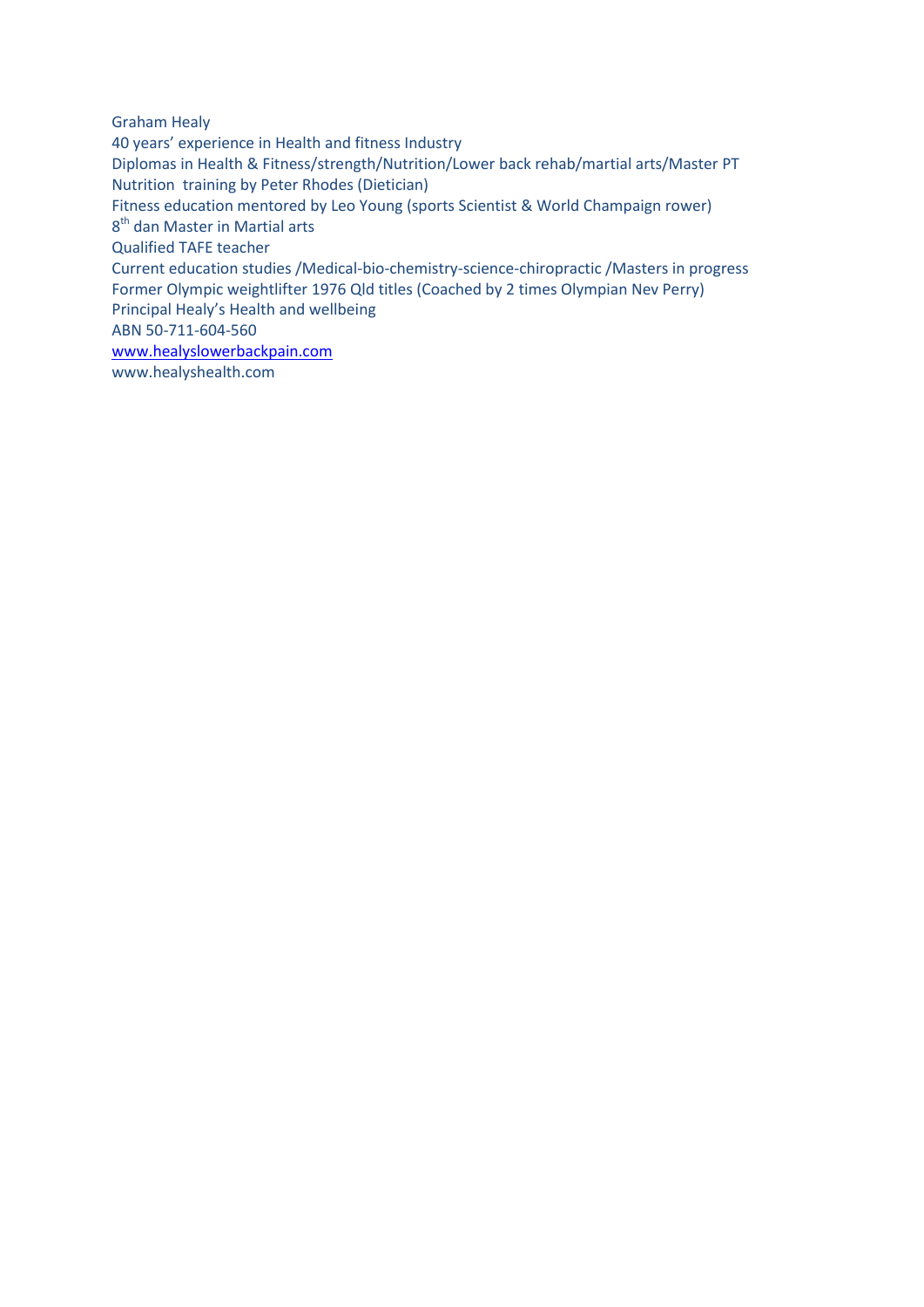Graham Healy  
40 years' experience in Health and fitness Industry  
Diplomas in Health & Fitness/strength/Nutrition/Lower back rehab/martial arts/Master PT  
Nutrition training by Peter Rhodes (Dietician)  
Fitness education mentored by Leo Young (sports Scientist & World Champaign rower)  
8th dan Master in Martial arts  
Qualified TAFE teacher  
Current education studies /Medical-bio-chemistry-science-chiropractic /Masters in progress  
Former Olympic weightlifter 1976 Qld titles (Coached by 2 times Olympian Nev Perry)  
Principal Healy's Health and wellbeing  
ABN 50-711-604-560  
[www.healyslowerbackpain.com](http://www.healyslowerbackpain.com)  
www.healyshealth.com